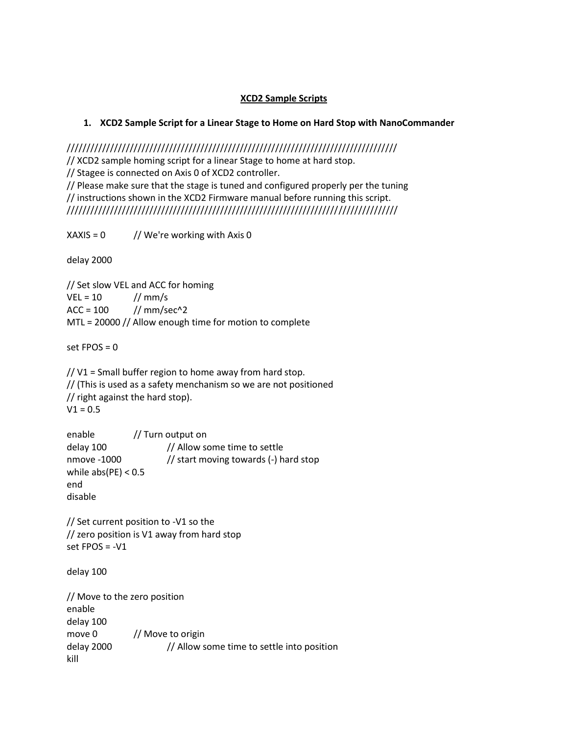# XCD2 Sample Scripts

## 1. XCD2 Sample Script for a Linear Stage to Home on Hard Stop with NanoCommander

```
////////////////////////////////////////////////////////////////////////////////
// XCD2 sample homing script for a linear Stage to home at hard stop.
// Stagee is connected on Axis 0 of XCD2 controller.
// Please make sure that the stage is tuned and configured properly per the tuning
// instructions shown in the XCD2 Firmware manual before running this script.
////////////////////////////////////////////////////////////////////////////////

XAXIS = 0          // We're working with Axis 0

delay 2000

// Set slow VEL and ACC for homing
VEL = 10           // mm/s
ACC = 100          // mm/sec^2
MTL = 20000 // Allow enough time for motion to complete

set FPOS = 0

// V1 = Small buffer region to home away from hard stop.
// (This is used as a safety menchanism so we are not positioned
// right against the hard stop).
V1 = 0.5

enable             // Turn output on
delay 100                  // Allow some time to settle
nmove -1000                // start moving towards (-) hard stop
while abs(PE) < 0.5
end
disable

// Set current position to -V1 so the
// zero position is V1 away from hard stop
set FPOS = -V1

delay 100

// Move to the zero position
enable
delay 100
move 0             // Move to origin
delay 2000                 // Allow some time to settle into position
kill
```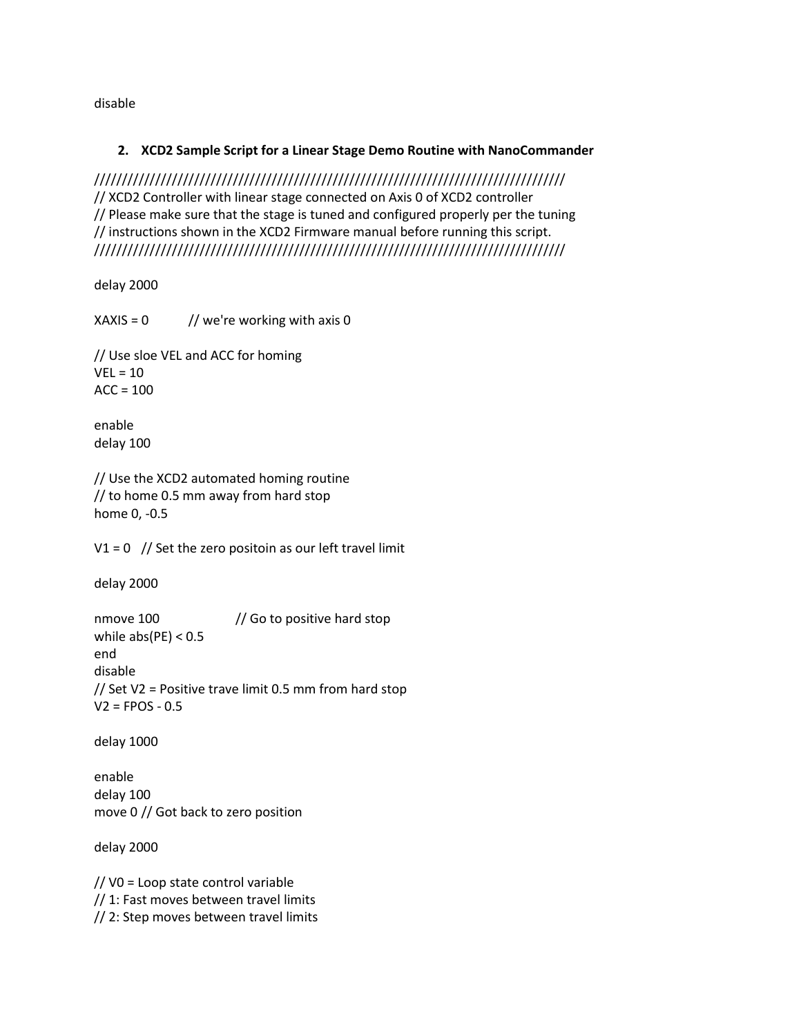disable

## 2. XCD2 Sample Script for a Linear Stage Demo Routine with NanoCommander

```
/////////////////////////////////////////////////////////////////////////////////////
// XCD2 Controller with linear stage connected on Axis 0 of XCD2 controller
// Please make sure that the stage is tuned and configured properly per the tuning
// instructions shown in the XCD2 Firmware manual before running this script.
/////////////////////////////////////////////////////////////////////////////////////

delay 2000

XAXIS = 0          // we're working with axis 0

// Use sloe VEL and ACC for homing
VEL = 10
ACC = 100

enable
delay 100

// Use the XCD2 automated homing routine
// to home 0.5 mm away from hard stop
home 0, -0.5

V1 = 0   // Set the zero positoin as our left travel limit

delay 2000

nmove 100                 // Go to positive hard stop
while abs(PE) < 0.5
end
disable
// Set V2 = Positive trave limit 0.5 mm from hard stop
V2 = FPOS - 0.5

delay 1000

enable
delay 100
move 0 // Got back to zero position

delay 2000

// V0 = Loop state control variable
// 1: Fast moves between travel limits
// 2: Step moves between travel limits
```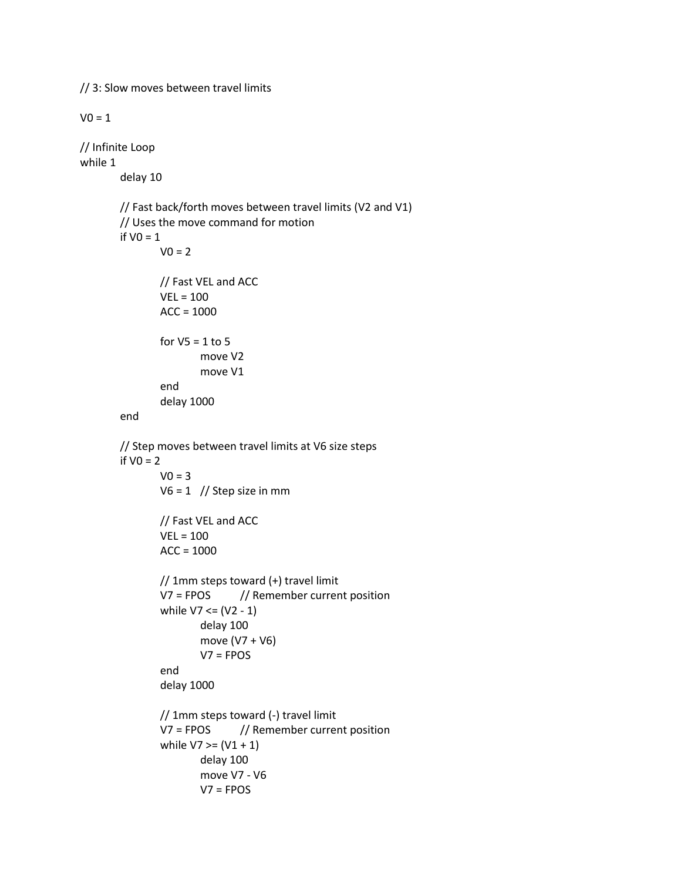```
// 3: Slow moves between travel limits

V0 = 1

// Infinite Loop
while 1
	delay 10

	// Fast back/forth moves between travel limits (V2 and V1)
	// Uses the move command for motion
	if V0 = 1
		V0 = 2

		// Fast VEL and ACC
		VEL = 100
		ACC = 1000

		for V5 = 1 to 5
			move V2
			move V1
		end
		delay 1000
	end

	// Step moves between travel limits at V6 size steps
	if V0 = 2
		V0 = 3
		V6 = 1   // Step size in mm

		// Fast VEL and ACC
		VEL = 100
		ACC = 1000

		// 1mm steps toward (+) travel limit
		V7 = FPOS	// Remember current position
		while V7 <= (V2 - 1)
			delay 100
			move (V7 + V6)
			V7 = FPOS
		end
		delay 1000

		// 1mm steps toward (-) travel limit
		V7 = FPOS	// Remember current position
		while V7 >= (V1 + 1)
			delay 100
			move V7 - V6
			V7 = FPOS
```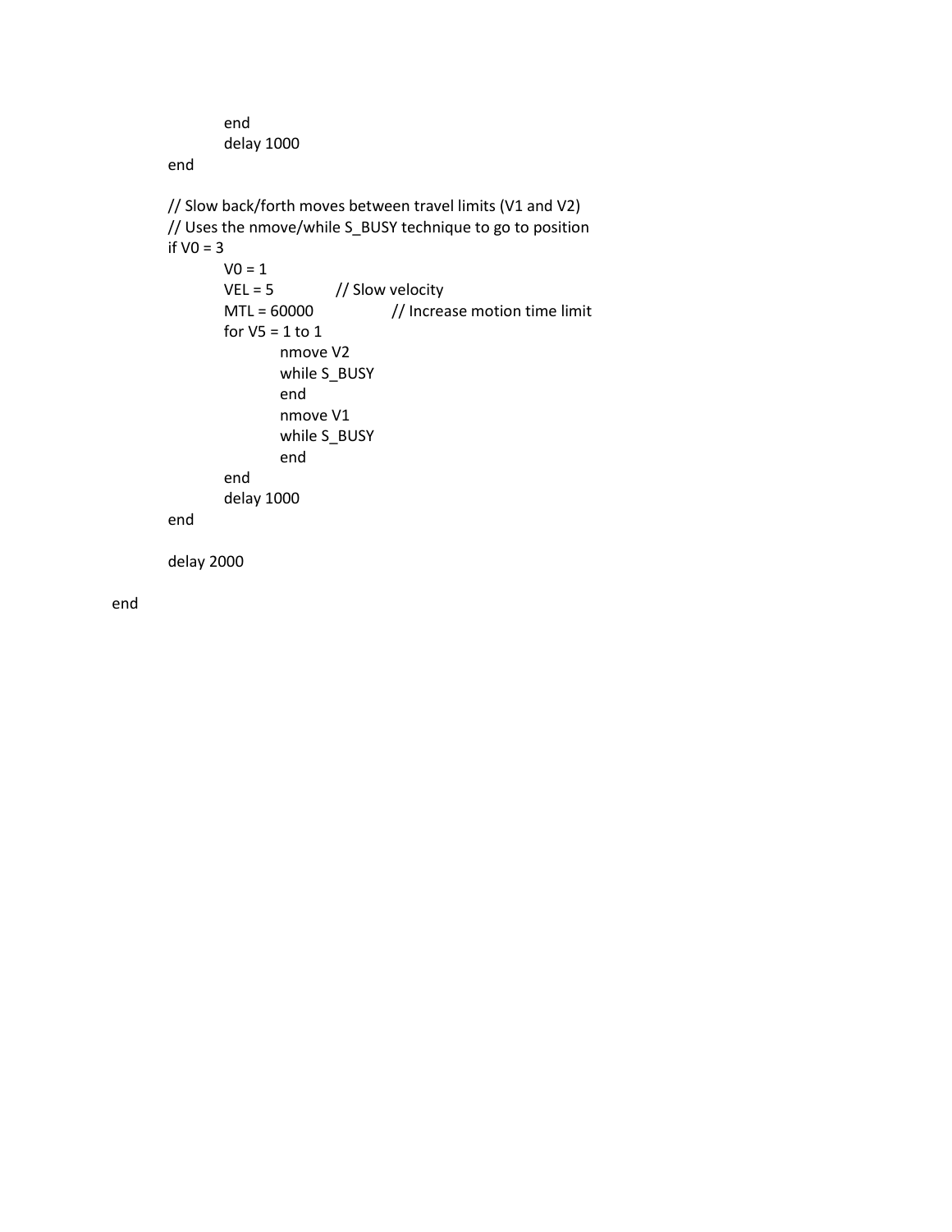```
            end
            delay 1000
        end

        // Slow back/forth moves between travel limits (V1 and V2)
        // Uses the nmove/while S_BUSY technique to go to position
        if V0 = 3
            V0 = 1
            VEL = 5             // Slow velocity
            MTL = 60000                 // Increase motion time limit
            for V5 = 1 to 1
                nmove V2
                while S_BUSY
                end
                nmove V1
                while S_BUSY
                end
            end
            delay 1000
        end

        delay 2000

end
```